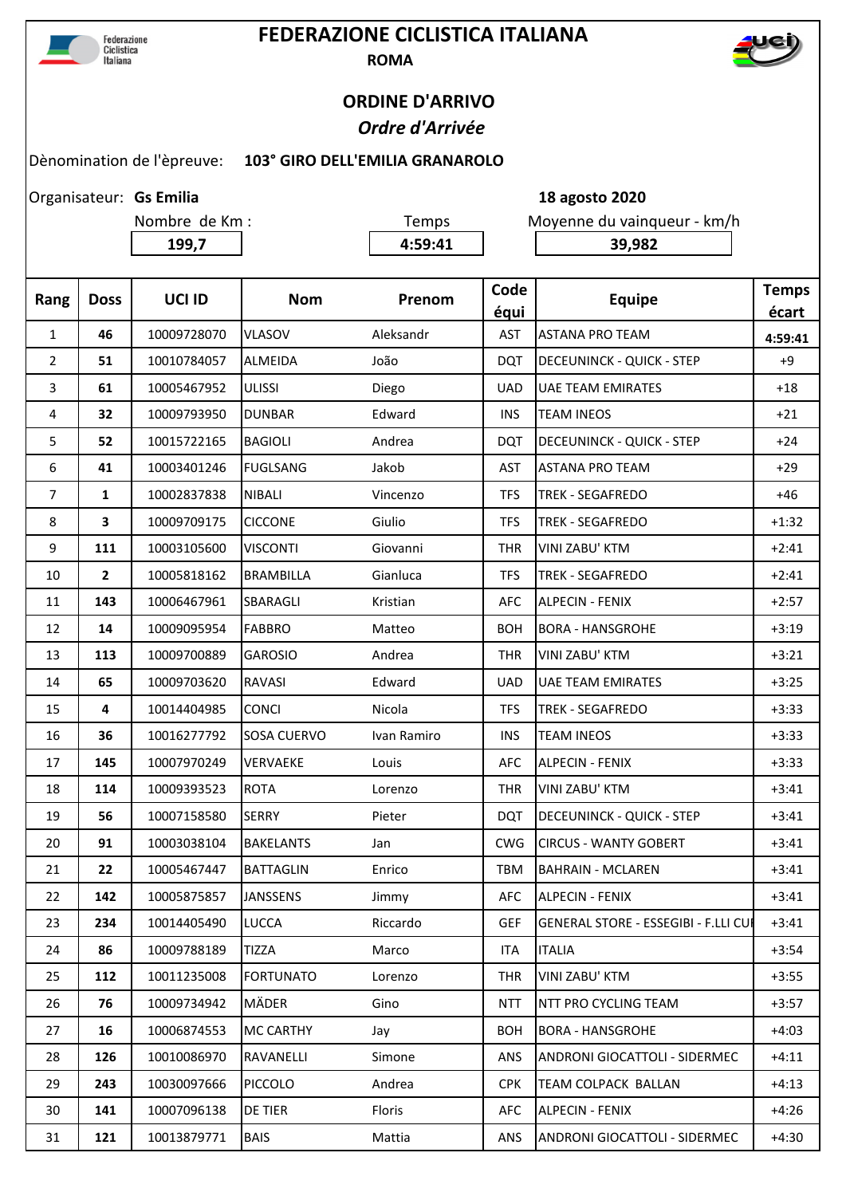Federazione Ciclistica Italiana

# FEDERAZIONE CICLISTICA ITALIANA

**ROMA**

## ORDINE D'ARRIVO

***Ordre d'Arrivée***

Dènomination de l'èpreuve: **103° GIRO DELL'EMILIA GRANAROLO**

Organisateur: **Gs Emilia** **18 agosto 2020**

| Nombre de Km : | Temps | Moyenne du vainqueur - km/h |
|---|---|---|
| 199,7 | 4:59:41 | 39,982 |

| Rang | Doss | UCI ID | Nom | Prenom | Code équi | Equipe | Temps écart |
|---|---|---|---|---|---|---|---|
| 1 | **46** | 10009728070 | VLASOV | Aleksandr | AST | ASTANA PRO TEAM | **4:59:41** |
| 2 | **51** | 10010784057 | ALMEIDA | João | DQT | DECEUNINCK - QUICK - STEP | +9 |
| 3 | **61** | 10005467952 | ULISSI | Diego | UAD | UAE TEAM EMIRATES | +18 |
| 4 | **32** | 10009793950 | DUNBAR | Edward | INS | TEAM INEOS | +21 |
| 5 | **52** | 10015722165 | BAGIOLI | Andrea | DQT | DECEUNINCK - QUICK - STEP | +24 |
| 6 | **41** | 10003401246 | FUGLSANG | Jakob | AST | ASTANA PRO TEAM | +29 |
| 7 | **1** | 10002837838 | NIBALI | Vincenzo | TFS | TREK - SEGAFREDO | +46 |
| 8 | **3** | 10009709175 | CICCONE | Giulio | TFS | TREK - SEGAFREDO | +1:32 |
| 9 | **111** | 10003105600 | VISCONTI | Giovanni | THR | VINI ZABU' KTM | +2:41 |
| 10 | **2** | 10005818162 | BRAMBILLA | Gianluca | TFS | TREK - SEGAFREDO | +2:41 |
| 11 | **143** | 10006467961 | SBARAGLI | Kristian | AFC | ALPECIN - FENIX | +2:57 |
| 12 | **14** | 10009095954 | FABBRO | Matteo | BOH | BORA - HANSGROHE | +3:19 |
| 13 | **113** | 10009700889 | GAROSIO | Andrea | THR | VINI ZABU' KTM | +3:21 |
| 14 | **65** | 10009703620 | RAVASI | Edward | UAD | UAE TEAM EMIRATES | +3:25 |
| 15 | **4** | 10014404985 | CONCI | Nicola | TFS | TREK - SEGAFREDO | +3:33 |
| 16 | **36** | 10016277792 | SOSA CUERVO | Ivan Ramiro | INS | TEAM INEOS | +3:33 |
| 17 | **145** | 10007970249 | VERVAEKE | Louis | AFC | ALPECIN - FENIX | +3:33 |
| 18 | **114** | 10009393523 | ROTA | Lorenzo | THR | VINI ZABU' KTM | +3:41 |
| 19 | **56** | 10007158580 | SERRY | Pieter | DQT | DECEUNINCK - QUICK - STEP | +3:41 |
| 20 | **91** | 10003038104 | BAKELANTS | Jan | CWG | CIRCUS - WANTY GOBERT | +3:41 |
| 21 | **22** | 10005467447 | BATTAGLIN | Enrico | TBM | BAHRAIN - MCLAREN | +3:41 |
| 22 | **142** | 10005875857 | JANSSENS | Jimmy | AFC | ALPECIN - FENIX | +3:41 |
| 23 | **234** | 10014405490 | LUCCA | Riccardo | GEF | GENERAL STORE - ESSEGIBI - F.LLI CU | +3:41 |
| 24 | **86** | 10009788189 | TIZZA | Marco | ITA | ITALIA | +3:54 |
| 25 | **112** | 10011235008 | FORTUNATO | Lorenzo | THR | VINI ZABU' KTM | +3:55 |
| 26 | **76** | 10009734942 | MÄDER | Gino | NTT | NTT PRO CYCLING TEAM | +3:57 |
| 27 | **16** | 10006874553 | MC CARTHY | Jay | BOH | BORA - HANSGROHE | +4:03 |
| 28 | **126** | 10010086970 | RAVANELLI | Simone | ANS | ANDRONI GIOCATTOLI - SIDERMEC | +4:11 |
| 29 | **243** | 10030097666 | PICCOLO | Andrea | CPK | TEAM COLPACK BALLAN | +4:13 |
| 30 | **141** | 10007096138 | DE TIER | Floris | AFC | ALPECIN - FENIX | +4:26 |
| 31 | **121** | 10013879771 | BAIS | Mattia | ANS | ANDRONI GIOCATTOLI - SIDERMEC | +4:30 |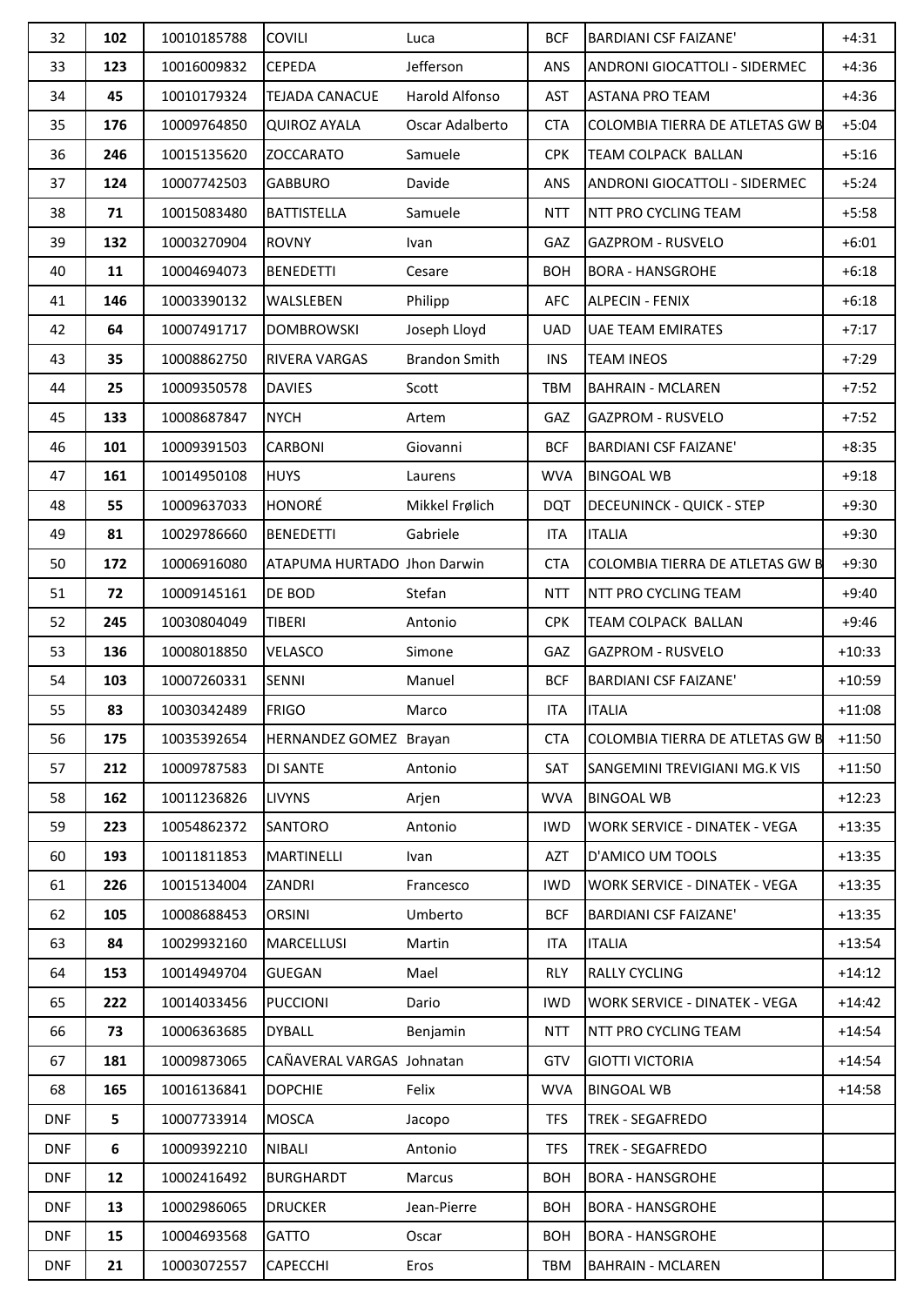| 32 | **102** | 10010185788 | COVILI | Luca | BCF | BARDIANI CSF FAIZANE' | +4:31 |
|---|---|---|---|---|---|---|---|
| 33 | **123** | 10016009832 | CEPEDA | Jefferson | ANS | ANDRONI GIOCATTOLI - SIDERMEC | +4:36 |
| 34 | **45** | 10010179324 | TEJADA CANACUE | Harold Alfonso | AST | ASTANA PRO TEAM | +4:36 |
| 35 | **176** | 10009764850 | QUIROZ AYALA | Oscar Adalberto | CTA | COLOMBIA TIERRA DE ATLETAS GW B | +5:04 |
| 36 | **246** | 10015135620 | ZOCCARATO | Samuele | CPK | TEAM COLPACK BALLAN | +5:16 |
| 37 | **124** | 10007742503 | GABBURO | Davide | ANS | ANDRONI GIOCATTOLI - SIDERMEC | +5:24 |
| 38 | **71** | 10015083480 | BATTISTELLA | Samuele | NTT | NTT PRO CYCLING TEAM | +5:58 |
| 39 | **132** | 10003270904 | ROVNY | Ivan | GAZ | GAZPROM - RUSVELO | +6:01 |
| 40 | **11** | 10004694073 | BENEDETTI | Cesare | BOH | BORA - HANSGROHE | +6:18 |
| 41 | **146** | 10003390132 | WALSLEBEN | Philipp | AFC | ALPECIN - FENIX | +6:18 |
| 42 | **64** | 10007491717 | DOMBROWSKI | Joseph Lloyd | UAD | UAE TEAM EMIRATES | +7:17 |
| 43 | **35** | 10008862750 | RIVERA VARGAS | Brandon Smith | INS | TEAM INEOS | +7:29 |
| 44 | **25** | 10009350578 | DAVIES | Scott | TBM | BAHRAIN - MCLAREN | +7:52 |
| 45 | **133** | 10008687847 | NYCH | Artem | GAZ | GAZPROM - RUSVELO | +7:52 |
| 46 | **101** | 10009391503 | CARBONI | Giovanni | BCF | BARDIANI CSF FAIZANE' | +8:35 |
| 47 | **161** | 10014950108 | HUYS | Laurens | WVA | BINGOAL WB | +9:18 |
| 48 | **55** | 10009637033 | HONORÉ | Mikkel Frølich | DQT | DECEUNINCK - QUICK - STEP | +9:30 |
| 49 | **81** | 10029786660 | BENEDETTI | Gabriele | ITA | ITALIA | +9:30 |
| 50 | **172** | 10006916080 | ATAPUMA HURTADO | Jhon Darwin | CTA | COLOMBIA TIERRA DE ATLETAS GW B | +9:30 |
| 51 | **72** | 10009145161 | DE BOD | Stefan | NTT | NTT PRO CYCLING TEAM | +9:40 |
| 52 | **245** | 10030804049 | TIBERI | Antonio | CPK | TEAM COLPACK BALLAN | +9:46 |
| 53 | **136** | 10008018850 | VELASCO | Simone | GAZ | GAZPROM - RUSVELO | +10:33 |
| 54 | **103** | 10007260331 | SENNI | Manuel | BCF | BARDIANI CSF FAIZANE' | +10:59 |
| 55 | **83** | 10030342489 | FRIGO | Marco | ITA | ITALIA | +11:08 |
| 56 | **175** | 10035392654 | HERNANDEZ GOMEZ | Brayan | CTA | COLOMBIA TIERRA DE ATLETAS GW B | +11:50 |
| 57 | **212** | 10009787583 | DI SANTE | Antonio | SAT | SANGEMINI TREVIGIANI MG.K VIS | +11:50 |
| 58 | **162** | 10011236826 | LIVYNS | Arjen | WVA | BINGOAL WB | +12:23 |
| 59 | **223** | 10054862372 | SANTORO | Antonio | IWD | WORK SERVICE - DINATEK - VEGA | +13:35 |
| 60 | **193** | 10011811853 | MARTINELLI | Ivan | AZT | D'AMICO UM TOOLS | +13:35 |
| 61 | **226** | 10015134004 | ZANDRI | Francesco | IWD | WORK SERVICE - DINATEK - VEGA | +13:35 |
| 62 | **105** | 10008688453 | ORSINI | Umberto | BCF | BARDIANI CSF FAIZANE' | +13:35 |
| 63 | **84** | 10029932160 | MARCELLUSI | Martin | ITA | ITALIA | +13:54 |
| 64 | **153** | 10014949704 | GUEGAN | Mael | RLY | RALLY CYCLING | +14:12 |
| 65 | **222** | 10014033456 | PUCCIONI | Dario | IWD | WORK SERVICE - DINATEK - VEGA | +14:42 |
| 66 | **73** | 10006363685 | DYBALL | Benjamin | NTT | NTT PRO CYCLING TEAM | +14:54 |
| 67 | **181** | 10009873065 | CAÑAVERAL VARGAS | Johnatan | GTV | GIOTTI VICTORIA | +14:54 |
| 68 | **165** | 10016136841 | DOPCHIE | Felix | WVA | BINGOAL WB | +14:58 |
| DNF | **5** | 10007733914 | MOSCA | Jacopo | TFS | TREK - SEGAFREDO | |
| DNF | **6** | 10009392210 | NIBALI | Antonio | TFS | TREK - SEGAFREDO | |
| DNF | **12** | 10002416492 | BURGHARDT | Marcus | BOH | BORA - HANSGROHE | |
| DNF | **13** | 10002986065 | DRUCKER | Jean-Pierre | BOH | BORA - HANSGROHE | |
| DNF | **15** | 10004693568 | GATTO | Oscar | BOH | BORA - HANSGROHE | |
| DNF | **21** | 10003072557 | CAPECCHI | Eros | TBM | BAHRAIN - MCLAREN | |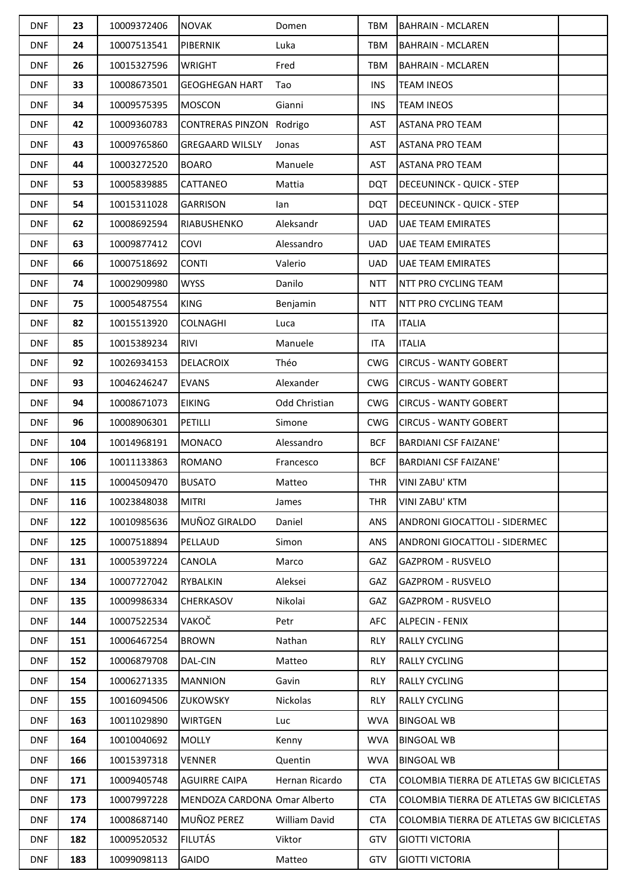| DNF | 23 | 10009372406 | NOVAK | Domen | TBM | BAHRAIN - MCLAREN | |
|---|---|---|---|---|---|---|---|
| DNF | 24 | 10007513541 | PIBERNIK | Luka | TBM | BAHRAIN - MCLAREN | |
| DNF | 26 | 10015327596 | WRIGHT | Fred | TBM | BAHRAIN - MCLAREN | |
| DNF | 33 | 10008673501 | GEOGHEGAN HART | Tao | INS | TEAM INEOS | |
| DNF | 34 | 10009575395 | MOSCON | Gianni | INS | TEAM INEOS | |
| DNF | 42 | 10009360783 | CONTRERAS PINZON | Rodrigo | AST | ASTANA PRO TEAM | |
| DNF | 43 | 10009765860 | GREGAARD WILSLY | Jonas | AST | ASTANA PRO TEAM | |
| DNF | 44 | 10003272520 | BOARO | Manuele | AST | ASTANA PRO TEAM | |
| DNF | 53 | 10005839885 | CATTANEO | Mattia | DQT | DECEUNINCK - QUICK - STEP | |
| DNF | 54 | 10015311028 | GARRISON | Ian | DQT | DECEUNINCK - QUICK - STEP | |
| DNF | 62 | 10008692594 | RIABUSHENKO | Aleksandr | UAD | UAE TEAM EMIRATES | |
| DNF | 63 | 10009877412 | COVI | Alessandro | UAD | UAE TEAM EMIRATES | |
| DNF | 66 | 10007518692 | CONTI | Valerio | UAD | UAE TEAM EMIRATES | |
| DNF | 74 | 10002909980 | WYSS | Danilo | NTT | NTT PRO CYCLING TEAM | |
| DNF | 75 | 10005487554 | KING | Benjamin | NTT | NTT PRO CYCLING TEAM | |
| DNF | 82 | 10015513920 | COLNAGHI | Luca | ITA | ITALIA | |
| DNF | 85 | 10015389234 | RIVI | Manuele | ITA | ITALIA | |
| DNF | 92 | 10026934153 | DELACROIX | Théo | CWG | CIRCUS - WANTY GOBERT | |
| DNF | 93 | 10046246247 | EVANS | Alexander | CWG | CIRCUS - WANTY GOBERT | |
| DNF | 94 | 10008671073 | EIKING | Odd Christian | CWG | CIRCUS - WANTY GOBERT | |
| DNF | 96 | 10008906301 | PETILLI | Simone | CWG | CIRCUS - WANTY GOBERT | |
| DNF | 104 | 10014968191 | MONACO | Alessandro | BCF | BARDIANI CSF FAIZANE' | |
| DNF | 106 | 10011133863 | ROMANO | Francesco | BCF | BARDIANI CSF FAIZANE' | |
| DNF | 115 | 10004509470 | BUSATO | Matteo | THR | VINI ZABU' KTM | |
| DNF | 116 | 10023848038 | MITRI | James | THR | VINI ZABU' KTM | |
| DNF | 122 | 10010985636 | MUÑOZ GIRALDO | Daniel | ANS | ANDRONI GIOCATTOLI - SIDERMEC | |
| DNF | 125 | 10007518894 | PELLAUD | Simon | ANS | ANDRONI GIOCATTOLI - SIDERMEC | |
| DNF | 131 | 10005397224 | CANOLA | Marco | GAZ | GAZPROM - RUSVELO | |
| DNF | 134 | 10007727042 | RYBALKIN | Aleksei | GAZ | GAZPROM - RUSVELO | |
| DNF | 135 | 10009986334 | CHERKASOV | Nikolai | GAZ | GAZPROM - RUSVELO | |
| DNF | 144 | 10007522534 | VAKOČ | Petr | AFC | ALPECIN - FENIX | |
| DNF | 151 | 10006467254 | BROWN | Nathan | RLY | RALLY CYCLING | |
| DNF | 152 | 10006879708 | DAL-CIN | Matteo | RLY | RALLY CYCLING | |
| DNF | 154 | 10006271335 | MANNION | Gavin | RLY | RALLY CYCLING | |
| DNF | 155 | 10016094506 | ZUKOWSKY | Nickolas | RLY | RALLY CYCLING | |
| DNF | 163 | 10011029890 | WIRTGEN | Luc | WVA | BINGOAL WB | |
| DNF | 164 | 10010040692 | MOLLY | Kenny | WVA | BINGOAL WB | |
| DNF | 166 | 10015397318 | VENNER | Quentin | WVA | BINGOAL WB | |
| DNF | 171 | 10009405748 | AGUIRRE CAIPA | Hernan Ricardo | CTA | COLOMBIA TIERRA DE ATLETAS GW BICICLETAS | |
| DNF | 173 | 10007997228 | MENDOZA CARDONA | Omar Alberto | CTA | COLOMBIA TIERRA DE ATLETAS GW BICICLETAS | |
| DNF | 174 | 10008687140 | MUÑOZ PEREZ | William David | CTA | COLOMBIA TIERRA DE ATLETAS GW BICICLETAS | |
| DNF | 182 | 10009520532 | FILUTÁS | Viktor | GTV | GIOTTI VICTORIA | |
| DNF | 183 | 10099098113 | GAIDO | Matteo | GTV | GIOTTI VICTORIA | |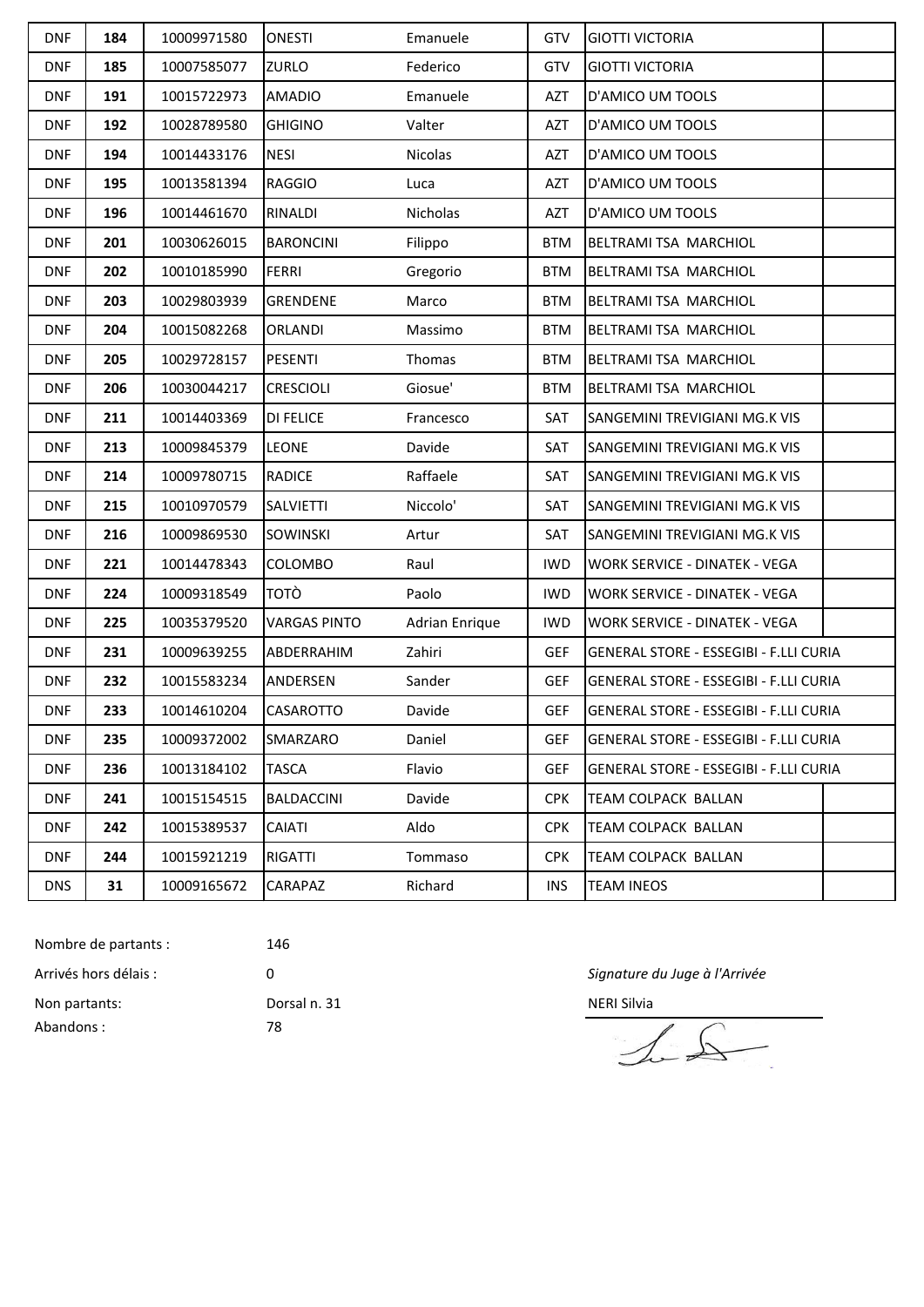| | | | | | | | |
|---|---|---|---|---|---|---|---|
| DNF | **184** | 10009971580 | ONESTI | Emanuele | GTV | GIOTTI VICTORIA | |
| DNF | **185** | 10007585077 | ZURLO | Federico | GTV | GIOTTI VICTORIA | |
| DNF | **191** | 10015722973 | AMADIO | Emanuele | AZT | D'AMICO UM TOOLS | |
| DNF | **192** | 10028789580 | GHIGINO | Valter | AZT | D'AMICO UM TOOLS | |
| DNF | **194** | 10014433176 | NESI | Nicolas | AZT | D'AMICO UM TOOLS | |
| DNF | **195** | 10013581394 | RAGGIO | Luca | AZT | D'AMICO UM TOOLS | |
| DNF | **196** | 10014461670 | RINALDI | Nicholas | AZT | D'AMICO UM TOOLS | |
| DNF | **201** | 10030626015 | BARONCINI | Filippo | BTM | BELTRAMI TSA MARCHIOL | |
| DNF | **202** | 10010185990 | FERRI | Gregorio | BTM | BELTRAMI TSA MARCHIOL | |
| DNF | **203** | 10029803939 | GRENDENE | Marco | BTM | BELTRAMI TSA MARCHIOL | |
| DNF | **204** | 10015082268 | ORLANDI | Massimo | BTM | BELTRAMI TSA MARCHIOL | |
| DNF | **205** | 10029728157 | PESENTI | Thomas | BTM | BELTRAMI TSA MARCHIOL | |
| DNF | **206** | 10030044217 | CRESCIOLI | Giosue' | BTM | BELTRAMI TSA MARCHIOL | |
| DNF | **211** | 10014403369 | DI FELICE | Francesco | SAT | SANGEMINI TREVIGIANI MG.K VIS | |
| DNF | **213** | 10009845379 | LEONE | Davide | SAT | SANGEMINI TREVIGIANI MG.K VIS | |
| DNF | **214** | 10009780715 | RADICE | Raffaele | SAT | SANGEMINI TREVIGIANI MG.K VIS | |
| DNF | **215** | 10010970579 | SALVIETTI | Niccolo' | SAT | SANGEMINI TREVIGIANI MG.K VIS | |
| DNF | **216** | 10009869530 | SOWINSKI | Artur | SAT | SANGEMINI TREVIGIANI MG.K VIS | |
| DNF | **221** | 10014478343 | COLOMBO | Raul | IWD | WORK SERVICE - DINATEK - VEGA | |
| DNF | **224** | 10009318549 | TOTÒ | Paolo | IWD | WORK SERVICE - DINATEK - VEGA | |
| DNF | **225** | 10035379520 | VARGAS PINTO | Adrian Enrique | IWD | WORK SERVICE - DINATEK - VEGA | |
| DNF | **231** | 10009639255 | ABDERRAHIM | Zahiri | GEF | GENERAL STORE - ESSEGIBI - F.LLI CURIA | |
| DNF | **232** | 10015583234 | ANDERSEN | Sander | GEF | GENERAL STORE - ESSEGIBI - F.LLI CURIA | |
| DNF | **233** | 10014610204 | CASAROTTO | Davide | GEF | GENERAL STORE - ESSEGIBI - F.LLI CURIA | |
| DNF | **235** | 10009372002 | SMARZARO | Daniel | GEF | GENERAL STORE - ESSEGIBI - F.LLI CURIA | |
| DNF | **236** | 10013184102 | TASCA | Flavio | GEF | GENERAL STORE - ESSEGIBI - F.LLI CURIA | |
| DNF | **241** | 10015154515 | BALDACCINI | Davide | CPK | TEAM COLPACK BALLAN | |
| DNF | **242** | 10015389537 | CAIATI | Aldo | CPK | TEAM COLPACK BALLAN | |
| DNF | **244** | 10015921219 | RIGATTI | Tommaso | CPK | TEAM COLPACK BALLAN | |
| DNS | **31** | 10009165672 | CARAPAZ | Richard | INS | TEAM INEOS | |

Nombre de partants : 146

Arrivés hors délais : 0

Non partants: Dorsal n. 31

Abandons : 78

*Signature du Juge à l'Arrivée*

NERI Silvia